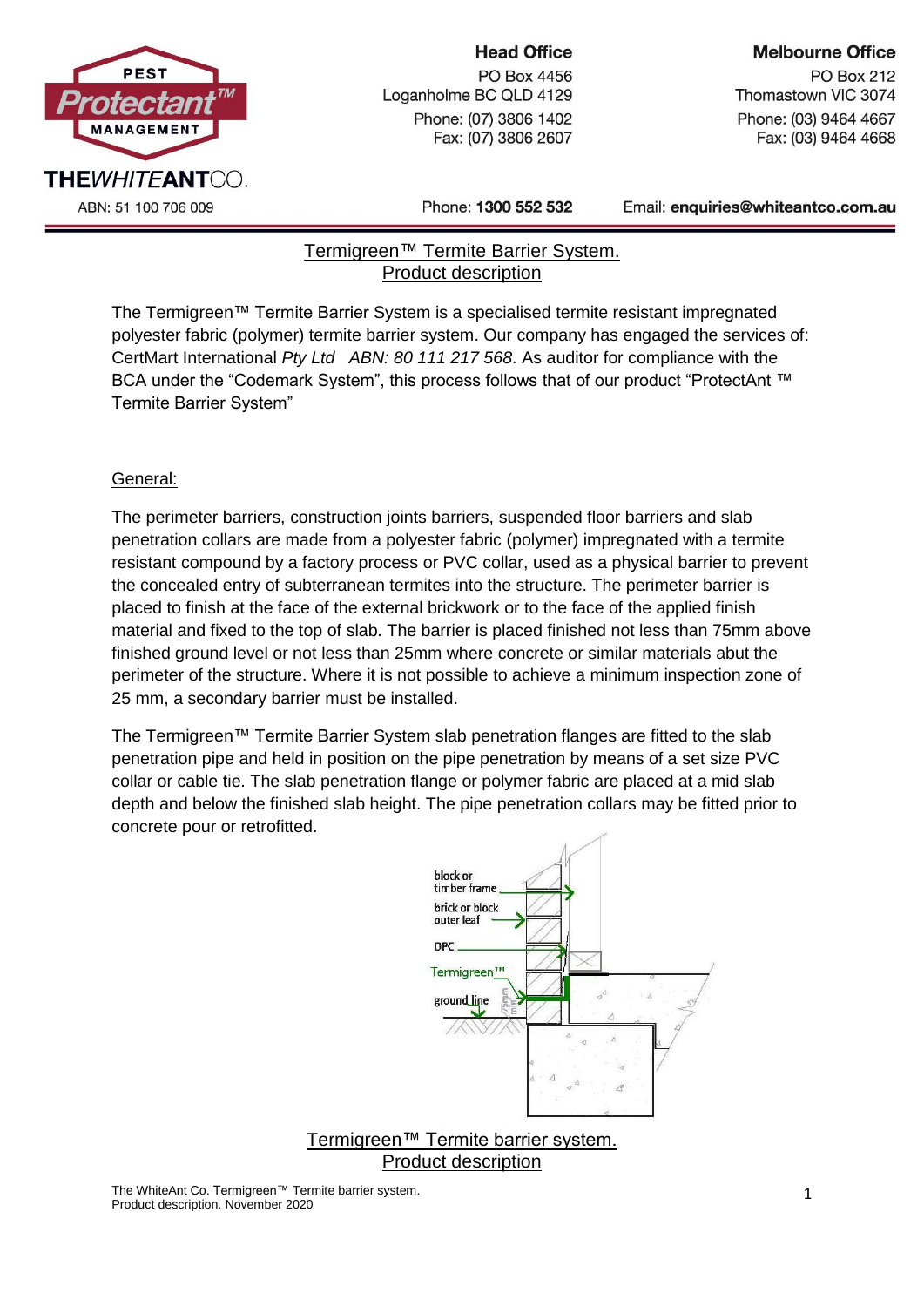PEST Protectant™ MANAGEMENT

THEWHITEANTCO.

ABN: 51 100 706 009

**Head Office**
PO Box 4456
Loganholme BC QLD 4129
Phone: (07) 3806 1402
Fax: (07) 3806 2607

**Melbourne Office**
PO Box 212
Thomastown VIC 3074
Phone: (03) 9464 4667
Fax: (03) 9464 4668

Phone: **1300 552 532**    Email: **enquiries@whiteantco.com.au**

# Termigreen™ Termite Barrier System. Product description

The Termigreen™ Termite Barrier System is a specialised termite resistant impregnated polyester fabric (polymer) termite barrier system. Our company has engaged the services of: CertMart International *Pty Ltd ABN: 80 111 217 568*. As auditor for compliance with the BCA under the "Codemark System", this process follows that of our product "ProtectAnt ™ Termite Barrier System"

## General:

The perimeter barriers, construction joints barriers, suspended floor barriers and slab penetration collars are made from a polyester fabric (polymer) impregnated with a termite resistant compound by a factory process or PVC collar, used as a physical barrier to prevent the concealed entry of subterranean termites into the structure. The perimeter barrier is placed to finish at the face of the external brickwork or to the face of the applied finish material and fixed to the top of slab. The barrier is placed finished not less than 75mm above finished ground level or not less than 25mm where concrete or similar materials abut the perimeter of the structure. Where it is not possible to achieve a minimum inspection zone of 25 mm, a secondary barrier must be installed.

The Termigreen™ Termite Barrier System slab penetration flanges are fitted to the slab penetration pipe and held in position on the pipe penetration by means of a set size PVC collar or cable tie. The slab penetration flange or polymer fabric are placed at a mid slab depth and below the finished slab height. The pipe penetration collars may be fitted prior to concrete pour or retrofitted.

block or timber frame
brick or block outer leaf
DPC
Termigreen™
ground line
75mm min

Termigreen™ Termite barrier system. Product description

The WhiteAnt Co. Termigreen™ Termite barrier system.
Product description. November 2020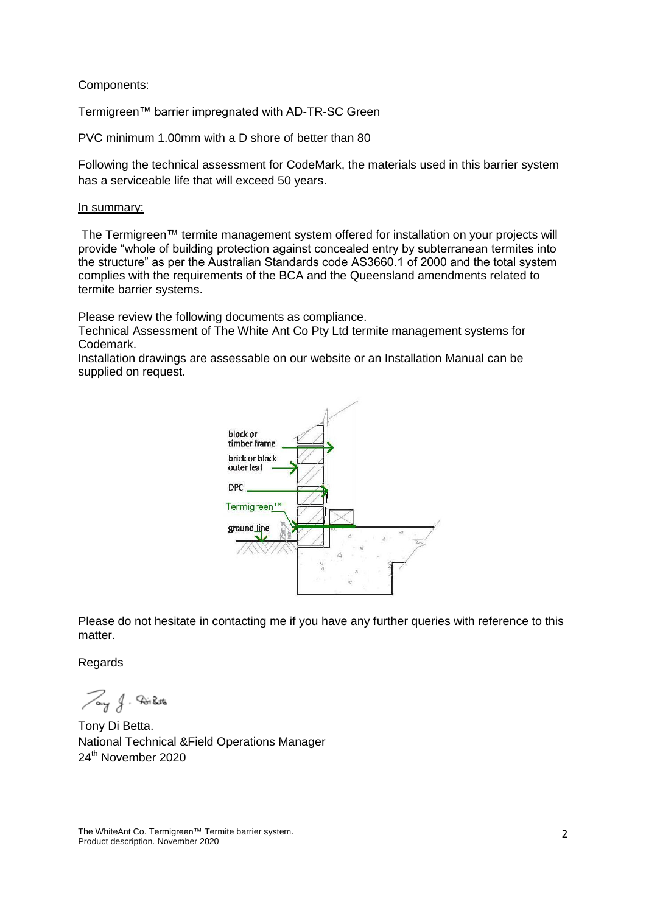Components:

Termigreen™ barrier impregnated with AD-TR-SC Green

PVC minimum 1.00mm with a D shore of better than 80

Following the technical assessment for CodeMark, the materials used in this barrier system has a serviceable life that will exceed 50 years.

In summary:

The Termigreen™ termite management system offered for installation on your projects will provide "whole of building protection against concealed entry by subterranean termites into the structure" as per the Australian Standards code AS3660.1 of 2000 and the total system complies with the requirements of the BCA and the Queensland amendments related to termite barrier systems.

Please review the following documents as compliance.
Technical Assessment of The White Ant Co Pty Ltd termite management systems for Codemark.
Installation drawings are assessable on our website or an Installation Manual can be supplied on request.

block or timber frame
brick or block outer leaf
DPC
Termigreen™
ground line

Please do not hesitate in contacting me if you have any further queries with reference to this matter.

Regards

Tony Di Betta.
National Technical &Field Operations Manager
24th November 2020